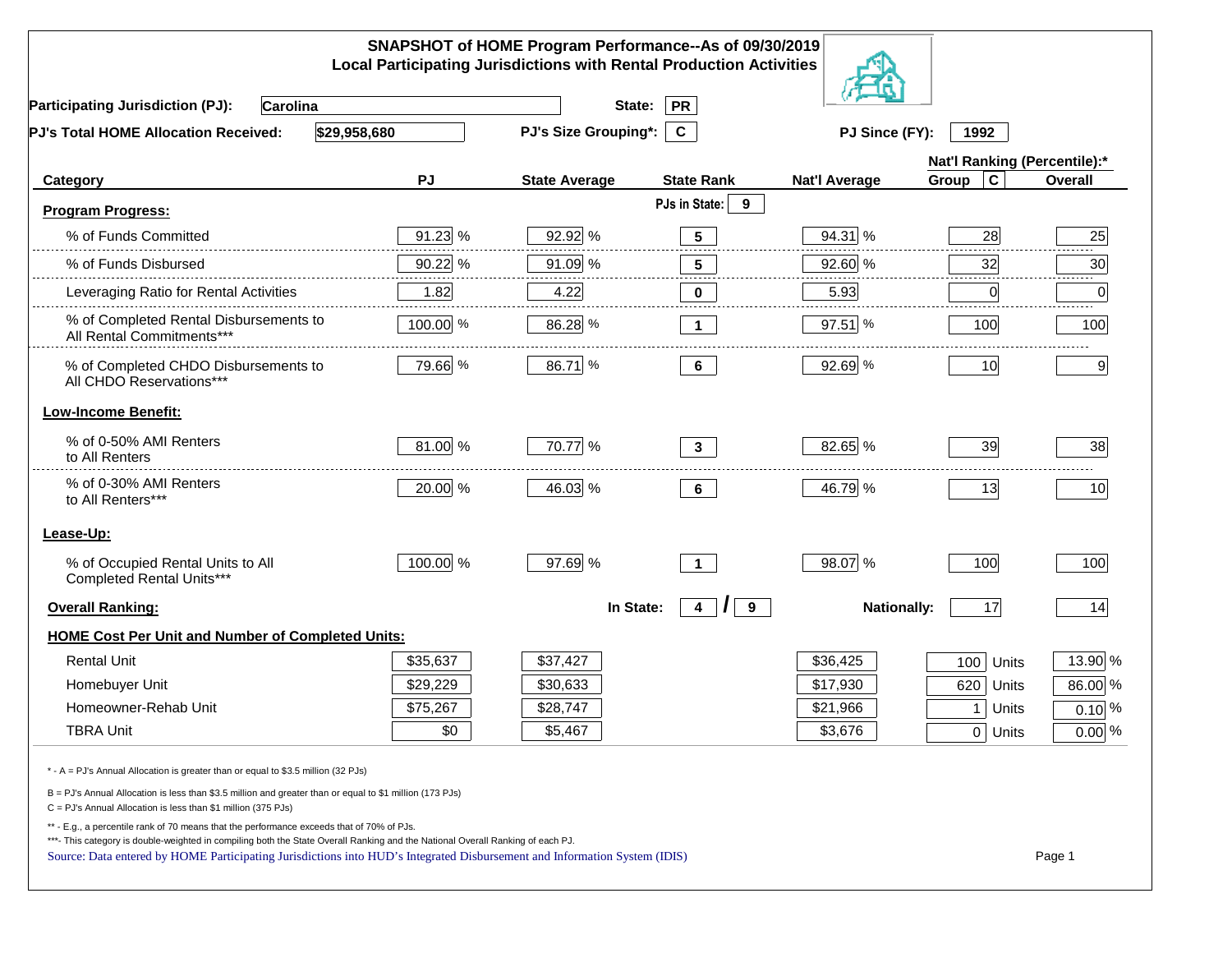# SNAPSHOT of HOME Program Performance--As of 09/30/2019
## Local Participating Jurisdictions with Rental Production Activities

**Participating Jurisdiction (PJ):** Carolina **State:** PR

**PJ's Total HOME Allocation Received:** $29,958,680 **PJ's Size Grouping*:** C **PJ Since (FY):** 1992

| Category | PJ | State Average | State Rank | Nat'l Average | Nat'l Ranking (Percentile):* Group C | Overall |
|---|---|---|---|---|---|---|
| **Program Progress:** | | | PJs in State: 9 | | | |
| % of Funds Committed | 91.23 % | 92.92 % | 5 | 94.31 % | 28 | 25 |
| % of Funds Disbursed | 90.22 % | 91.09 % | 5 | 92.60 % | 32 | 30 |
| Leveraging Ratio for Rental Activities | 1.82 | 4.22 | 0 | 5.93 | 0 | 0 |
| % of Completed Rental Disbursements to All Rental Commitments*** | 100.00 % | 86.28 % | 1 | 97.51 % | 100 | 100 |
| % of Completed CHDO Disbursements to All CHDO Reservations*** | 79.66 % | 86.71 % | 6 | 92.69 % | 10 | 9 |
| **Low-Income Benefit:** | | | | | | |
| % of 0-50% AMI Renters to All Renters | 81.00 % | 70.77 % | 3 | 82.65 % | 39 | 38 |
| % of 0-30% AMI Renters to All Renters*** | 20.00 % | 46.03 % | 6 | 46.79 % | 13 | 10 |
| **Lease-Up:** | | | | | | |
| % of Occupied Rental Units to All Completed Rental Units*** | 100.00 % | 97.69 % | 1 | 98.07 % | 100 | 100 |
| **Overall Ranking:** | | In State: | 4 / 9 | Nationally: | 17 | 14 |
| **HOME Cost Per Unit and Number of Completed Units:** | | | | | | |
| Rental Unit | $35,637 | $37,427 | | $36,425 | 100 Units | 13.90 % |
| Homebuyer Unit | $29,229 | $30,633 | | $17,930 | 620 Units | 86.00 % |
| Homeowner-Rehab Unit | $75,267 | $28,747 | | $21,966 | 1 Units | 0.10 % |
| TBRA Unit | $0 | $5,467 | | $3,676 | 0 Units | 0.00 % |

\* - A = PJ's Annual Allocation is greater than or equal to $3.5 million (32 PJs)

B = PJ's Annual Allocation is less than $3.5 million and greater than or equal to $1 million (173 PJs)

C = PJ's Annual Allocation is less than $1 million (375 PJs)

** - E.g., a percentile rank of 70 means that the performance exceeds that of 70% of PJs.

***- This category is double-weighted in compiling both the State Overall Ranking and the National Overall Ranking of each PJ.

Source: Data entered by HOME Participating Jurisdictions into HUD's Integrated Disbursement and Information System (IDIS)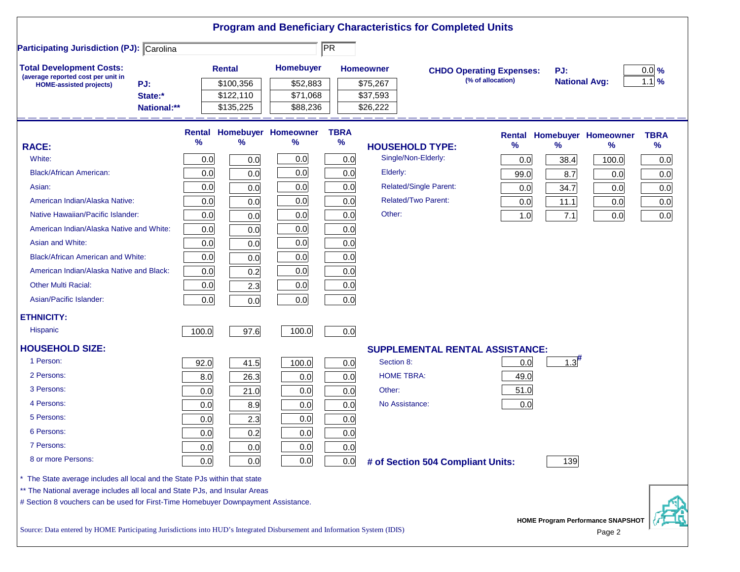# Program and Beneficiary Characteristics for Completed Units

**Participating Jurisdiction (PJ):** Carolina PR

**Total Development Costs:**
(average reported cost per unit in HOME-assisted projects)

| | Rental | Homebuyer | Homeowner |
|---|---|---|---|
| PJ: | $100,356 | $52,883 | $75,267 |
| State:* | $122,110 | $71,068 | $37,593 |
| National:** | $135,225 | $88,236 | $26,222 |

**CHDO Operating Expenses:** (% of allocation)

| | |
|---|---|
| PJ: | 0.0 % |
| National Avg: | 1.1 % |

| RACE: | Rental % | Homebuyer % | Homeowner % | TBRA % |
|---|---|---|---|---|
| White: | 0.0 | 0.0 | 0.0 | 0.0 |
| Black/African American: | 0.0 | 0.0 | 0.0 | 0.0 |
| Asian: | 0.0 | 0.0 | 0.0 | 0.0 |
| American Indian/Alaska Native: | 0.0 | 0.0 | 0.0 | 0.0 |
| Native Hawaiian/Pacific Islander: | 0.0 | 0.0 | 0.0 | 0.0 |
| American Indian/Alaska Native and White: | 0.0 | 0.0 | 0.0 | 0.0 |
| Asian and White: | 0.0 | 0.0 | 0.0 | 0.0 |
| Black/African American and White: | 0.0 | 0.0 | 0.0 | 0.0 |
| American Indian/Alaska Native and Black: | 0.0 | 0.2 | 0.0 | 0.0 |
| Other Multi Racial: | 0.0 | 2.3 | 0.0 | 0.0 |
| Asian/Pacific Islander: | 0.0 | 0.0 | 0.0 | 0.0 |
| **ETHNICITY:** | | | | |
| Hispanic | 100.0 | 97.6 | 100.0 | 0.0 |
| **HOUSEHOLD SIZE:** | | | | |
| 1 Person: | 92.0 | 41.5 | 100.0 | 0.0 |
| 2 Persons: | 8.0 | 26.3 | 0.0 | 0.0 |
| 3 Persons: | 0.0 | 21.0 | 0.0 | 0.0 |
| 4 Persons: | 0.0 | 8.9 | 0.0 | 0.0 |
| 5 Persons: | 0.0 | 2.3 | 0.0 | 0.0 |
| 6 Persons: | 0.0 | 0.2 | 0.0 | 0.0 |
| 7 Persons: | 0.0 | 0.0 | 0.0 | 0.0 |
| 8 or more Persons: | 0.0 | 0.0 | 0.0 | 0.0 |

| HOUSEHOLD TYPE: | Rental % | Homebuyer % | Homeowner % | TBRA % |
|---|---|---|---|---|
| Single/Non-Elderly: | 0.0 | 38.4 | 100.0 | 0.0 |
| Elderly: | 99.0 | 8.7 | 0.0 | 0.0 |
| Related/Single Parent: | 0.0 | 34.7 | 0.0 | 0.0 |
| Related/Two Parent: | 0.0 | 11.1 | 0.0 | 0.0 |
| Other: | 1.0 | 7.1 | 0.0 | 0.0 |

| SUPPLEMENTAL RENTAL ASSISTANCE: | Rental | Homebuyer |
|---|---|---|
| Section 8: | 0.0 | 1.3# |
| HOME TBRA: | 49.0 | |
| Other: | 51.0 | |
| No Assistance: | 0.0 | |

**# of Section 504 Compliant Units:** 139

\* The State average includes all local and the State PJs within that state

\*\* The National average includes all local and State PJs, and Insular Areas

\# Section 8 vouchers can be used for First-Time Homebuyer Downpayment Assistance.

Source: Data entered by HOME Participating Jurisdictions into HUD's Integrated Disbursement and Information System (IDIS)

HOME Program Performance SNAPSHOT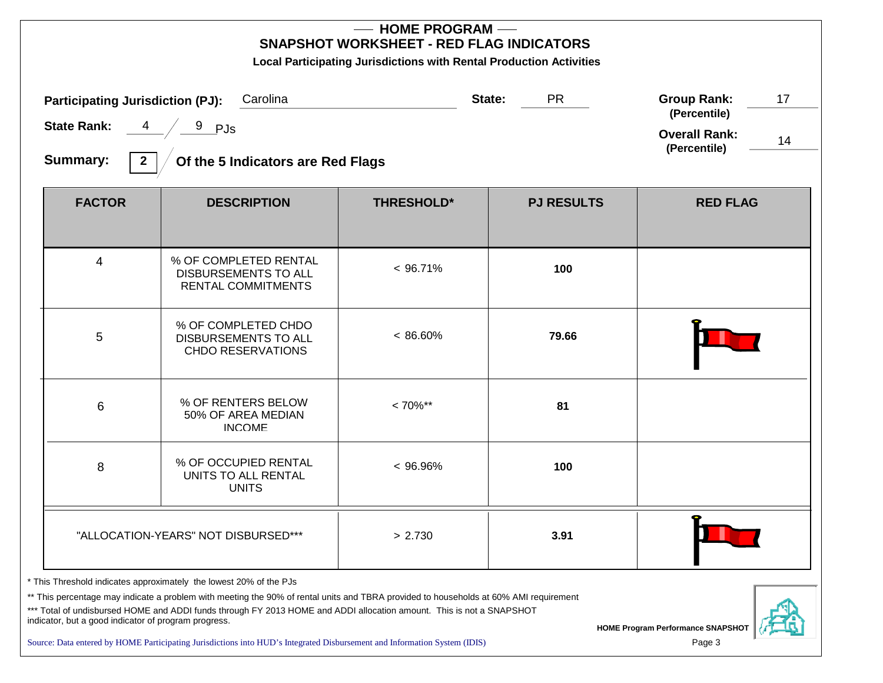# HOME PROGRAM
## SNAPSHOT WORKSHEET - RED FLAG INDICATORS
### Local Participating Jurisdictions with Rental Production Activities

**Participating Jurisdiction (PJ):** Carolina **State:** PR **Group Rank:** 17 **(Percentile)**

**State Rank:** 4 / 9 PJs **Overall Rank:** 14 **(Percentile)**

**Summary:** 2 / **Of the 5 Indicators are Red Flags**

| FACTOR | DESCRIPTION | THRESHOLD* | PJ RESULTS | RED FLAG |
|---|---|---|---|---|
| 4 | % OF COMPLETED RENTAL DISBURSEMENTS TO ALL RENTAL COMMITMENTS | < 96.71% | **100** | |
| 5 | % OF COMPLETED CHDO DISBURSEMENTS TO ALL CHDO RESERVATIONS | < 86.60% | **79.66** | Red Flag |
| 6 | % OF RENTERS BELOW 50% OF AREA MEDIAN INCOME | < 70%** | **81** | |
| 8 | % OF OCCUPIED RENTAL UNITS TO ALL RENTAL UNITS | < 96.96% | **100** | |
| "ALLOCATION-YEARS" NOT DISBURSED*** | | > 2.730 | **3.91** | Red Flag |

\* This Threshold indicates approximately the lowest 20% of the PJs

** This percentage may indicate a problem with meeting the 90% of rental units and TBRA provided to households at 60% AMI requirement

*** Total of undisbursed HOME and ADDI funds through FY 2013 HOME and ADDI allocation amount. This is not a SNAPSHOT indicator, but a good indicator of program progress.

Source: Data entered by HOME Participating Jurisdictions into HUD's Integrated Disbursement and Information System (IDIS)